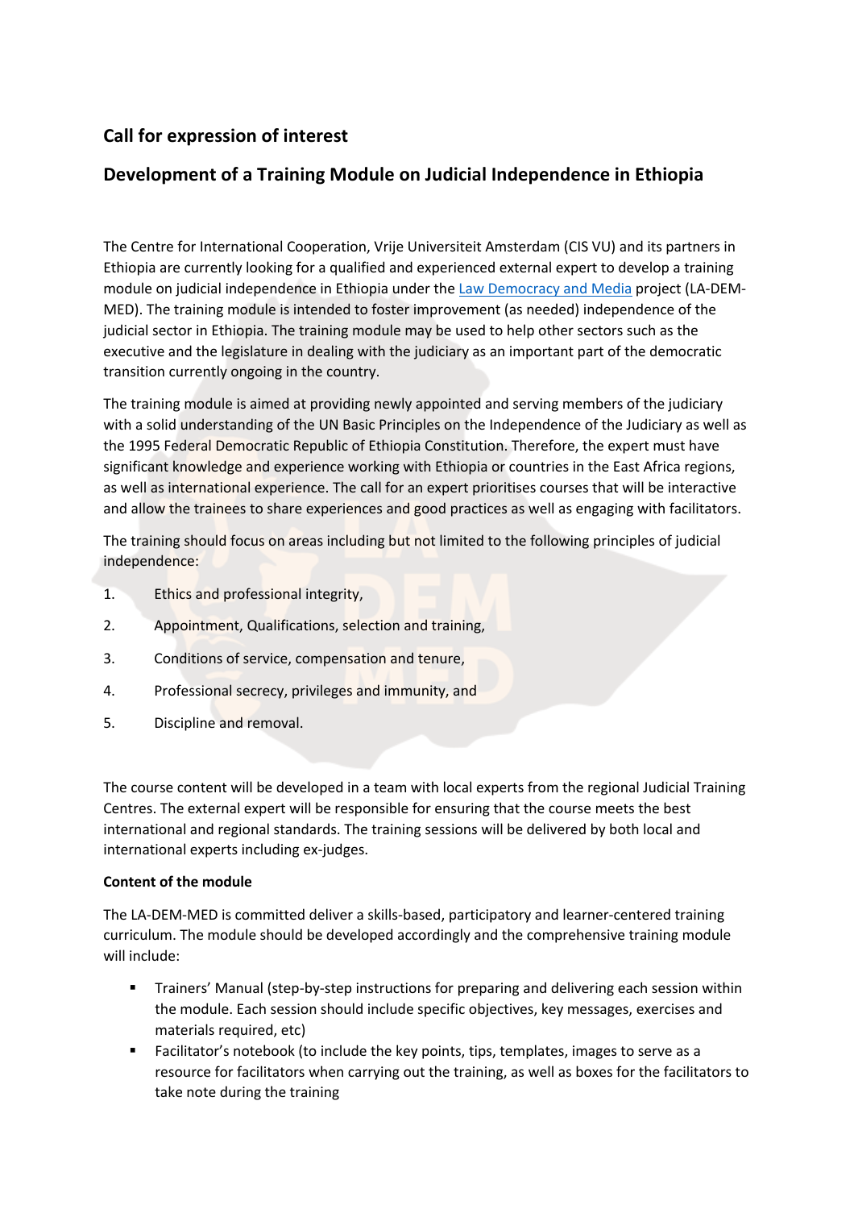## Call for expression of interest

## Development of a Training Module on Judicial Independence in Ethiopia

The Centre for International Cooperation, Vrije Universiteit Amsterdam (CIS VU) and its partners in Ethiopia are currently looking for a qualified and experienced external expert to develop a training module on judicial independence in Ethiopia under the Law Democracy and Media project (LA-DEM-MED). The training module is intended to foster improvement (as needed) independence of the judicial sector in Ethiopia. The training module may be used to help other sectors such as the executive and the legislature in dealing with the judiciary as an important part of the democratic transition currently ongoing in the country.

The training module is aimed at providing newly appointed and serving members of the judiciary with a solid understanding of the UN Basic Principles on the Independence of the Judiciary as well as the 1995 Federal Democratic Republic of Ethiopia Constitution. Therefore, the expert must have significant knowledge and experience working with Ethiopia or countries in the East Africa regions, as well as international experience. The call for an expert prioritises courses that will be interactive and allow the trainees to share experiences and good practices as well as engaging with facilitators.

The training should focus on areas including but not limited to the following principles of judicial independence:

1. Ethics and professional integrity,
2. Appointment, Qualifications, selection and training,
3. Conditions of service, compensation and tenure,
4. Professional secrecy, privileges and immunity, and
5. Discipline and removal.

The course content will be developed in a team with local experts from the regional Judicial Training Centres. The external expert will be responsible for ensuring that the course meets the best international and regional standards. The training sessions will be delivered by both local and international experts including ex-judges.

**Content of the module**

The LA-DEM-MED is committed deliver a skills-based, participatory and learner-centered training curriculum. The module should be developed accordingly and the comprehensive training module will include:

- Trainers' Manual (step-by-step instructions for preparing and delivering each session within the module. Each session should include specific objectives, key messages, exercises and materials required, etc)
- Facilitator's notebook (to include the key points, tips, templates, images to serve as a resource for facilitators when carrying out the training, as well as boxes for the facilitators to take note during the training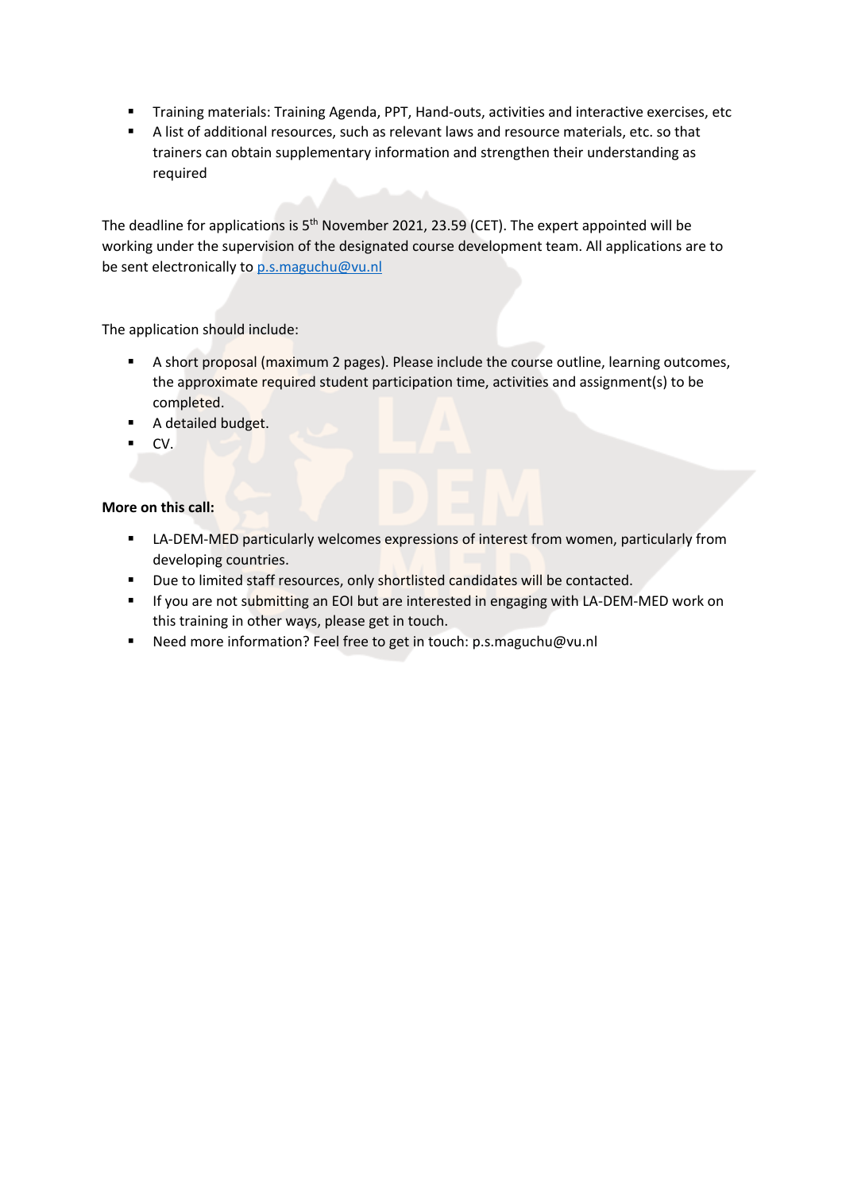- Training materials: Training Agenda, PPT, Hand-outs, activities and interactive exercises, etc
- A list of additional resources, such as relevant laws and resource materials, etc. so that trainers can obtain supplementary information and strengthen their understanding as required

The deadline for applications is 5th November 2021, 23.59 (CET). The expert appointed will be working under the supervision of the designated course development team. All applications are to be sent electronically to p.s.maguchu@vu.nl

The application should include:

- A short proposal (maximum 2 pages). Please include the course outline, learning outcomes, the approximate required student participation time, activities and assignment(s) to be completed.
- A detailed budget.
- CV.

**More on this call:**

- LA-DEM-MED particularly welcomes expressions of interest from women, particularly from developing countries.
- Due to limited staff resources, only shortlisted candidates will be contacted.
- If you are not submitting an EOI but are interested in engaging with LA-DEM-MED work on this training in other ways, please get in touch.
- Need more information? Feel free to get in touch: p.s.maguchu@vu.nl